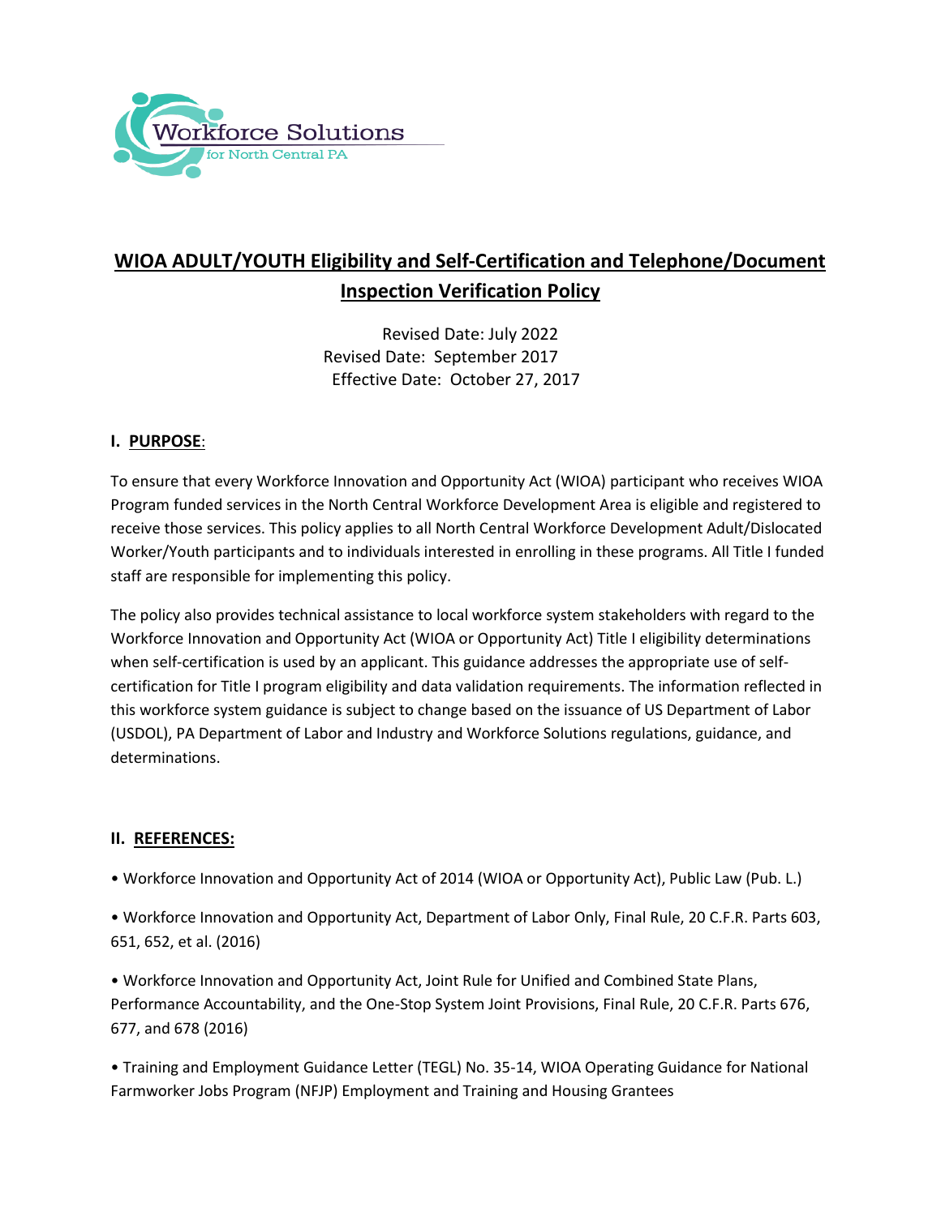Workforce Solutions for North Central PA

# WIOA ADULT/YOUTH Eligibility and Self-Certification and Telephone/Document Inspection Verification Policy

Revised Date: July 2022
Revised Date: September 2017
Effective Date: October 27, 2017

## I. PURPOSE:

To ensure that every Workforce Innovation and Opportunity Act (WIOA) participant who receives WIOA Program funded services in the North Central Workforce Development Area is eligible and registered to receive those services. This policy applies to all North Central Workforce Development Adult/Dislocated Worker/Youth participants and to individuals interested in enrolling in these programs. All Title I funded staff are responsible for implementing this policy.

The policy also provides technical assistance to local workforce system stakeholders with regard to the Workforce Innovation and Opportunity Act (WIOA or Opportunity Act) Title I eligibility determinations when self-certification is used by an applicant. This guidance addresses the appropriate use of self-certification for Title I program eligibility and data validation requirements. The information reflected in this workforce system guidance is subject to change based on the issuance of US Department of Labor (USDOL), PA Department of Labor and Industry and Workforce Solutions regulations, guidance, and determinations.

## II. REFERENCES:

- Workforce Innovation and Opportunity Act of 2014 (WIOA or Opportunity Act), Public Law (Pub. L.)
- Workforce Innovation and Opportunity Act, Department of Labor Only, Final Rule, 20 C.F.R. Parts 603, 651, 652, et al. (2016)
- Workforce Innovation and Opportunity Act, Joint Rule for Unified and Combined State Plans, Performance Accountability, and the One-Stop System Joint Provisions, Final Rule, 20 C.F.R. Parts 676, 677, and 678 (2016)
- Training and Employment Guidance Letter (TEGL) No. 35-14, WIOA Operating Guidance for National Farmworker Jobs Program (NFJP) Employment and Training and Housing Grantees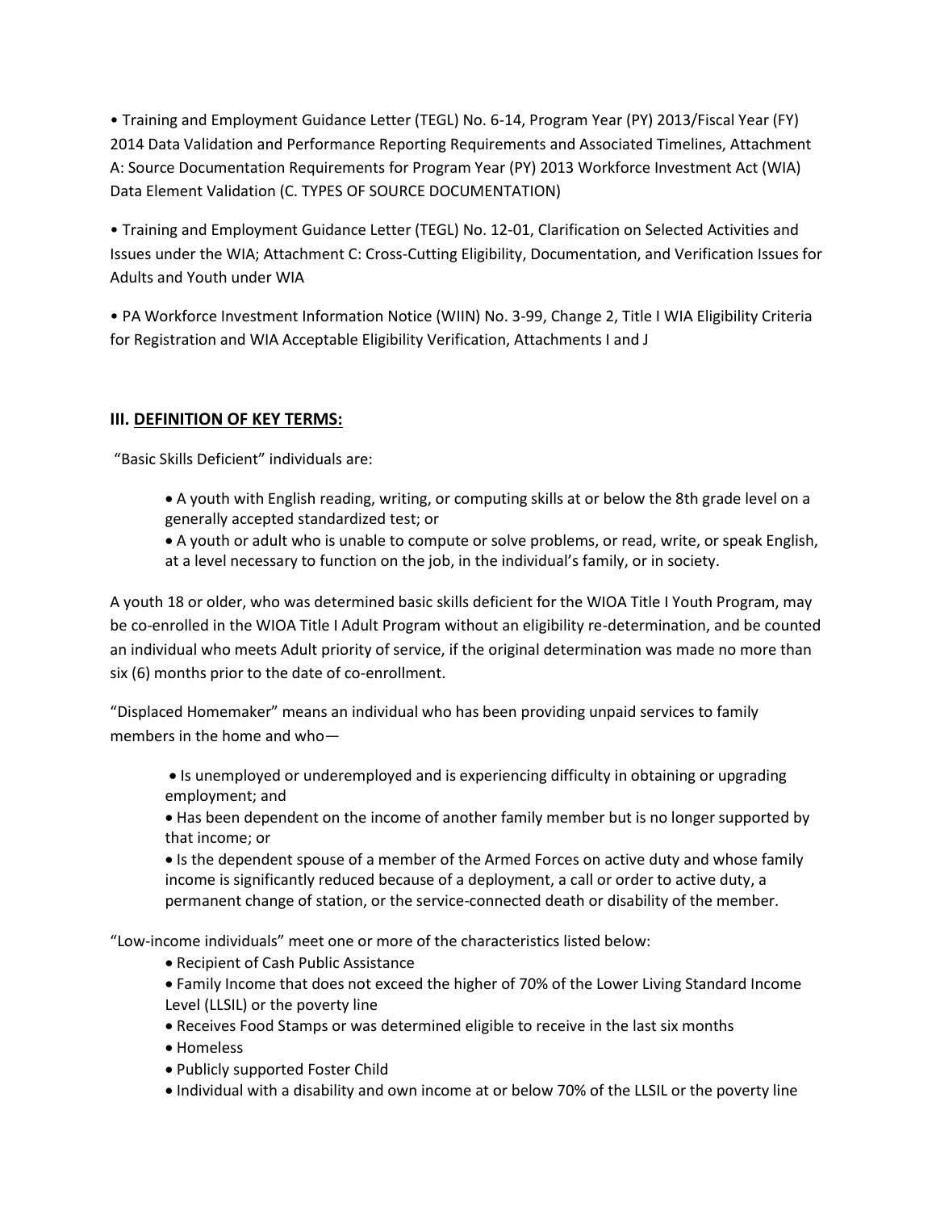• Training and Employment Guidance Letter (TEGL) No. 6-14, Program Year (PY) 2013/Fiscal Year (FY) 2014 Data Validation and Performance Reporting Requirements and Associated Timelines, Attachment A: Source Documentation Requirements for Program Year (PY) 2013 Workforce Investment Act (WIA) Data Element Validation (C. TYPES OF SOURCE DOCUMENTATION)

• Training and Employment Guidance Letter (TEGL) No. 12-01, Clarification on Selected Activities and Issues under the WIA; Attachment C: Cross-Cutting Eligibility, Documentation, and Verification Issues for Adults and Youth under WIA

• PA Workforce Investment Information Notice (WIIN) No. 3-99, Change 2, Title I WIA Eligibility Criteria for Registration and WIA Acceptable Eligibility Verification, Attachments I and J

## III. DEFINITION OF KEY TERMS:

"Basic Skills Deficient" individuals are:

- A youth with English reading, writing, or computing skills at or below the 8th grade level on a generally accepted standardized test; or
- A youth or adult who is unable to compute or solve problems, or read, write, or speak English, at a level necessary to function on the job, in the individual's family, or in society.

A youth 18 or older, who was determined basic skills deficient for the WIOA Title I Youth Program, may be co-enrolled in the WIOA Title I Adult Program without an eligibility re-determination, and be counted an individual who meets Adult priority of service, if the original determination was made no more than six (6) months prior to the date of co-enrollment.

"Displaced Homemaker" means an individual who has been providing unpaid services to family members in the home and who—

- Is unemployed or underemployed and is experiencing difficulty in obtaining or upgrading employment; and
- Has been dependent on the income of another family member but is no longer supported by that income; or
- Is the dependent spouse of a member of the Armed Forces on active duty and whose family income is significantly reduced because of a deployment, a call or order to active duty, a permanent change of station, or the service-connected death or disability of the member.

"Low-income individuals" meet one or more of the characteristics listed below:

- Recipient of Cash Public Assistance
- Family Income that does not exceed the higher of 70% of the Lower Living Standard Income Level (LLSIL) or the poverty line
- Receives Food Stamps or was determined eligible to receive in the last six months
- Homeless
- Publicly supported Foster Child
- Individual with a disability and own income at or below 70% of the LLSIL or the poverty line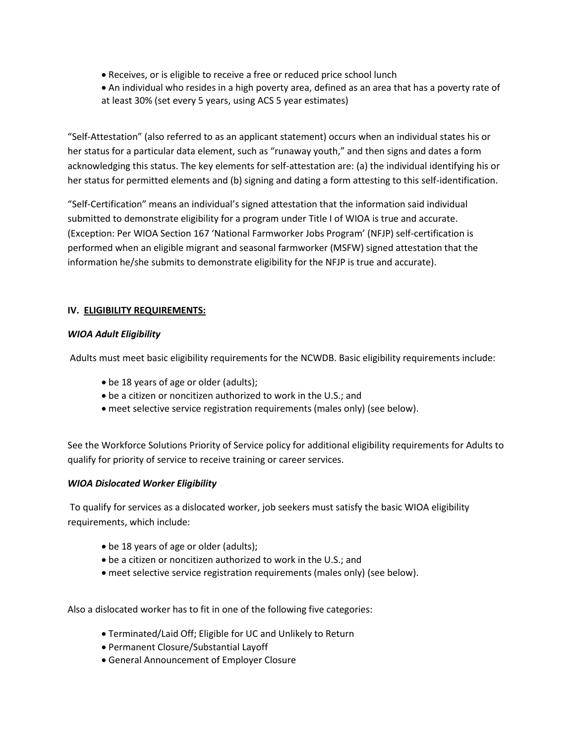- Receives, or is eligible to receive a free or reduced price school lunch
- An individual who resides in a high poverty area, defined as an area that has a poverty rate of at least 30% (set every 5 years, using ACS 5 year estimates)

"Self-Attestation" (also referred to as an applicant statement) occurs when an individual states his or her status for a particular data element, such as "runaway youth," and then signs and dates a form acknowledging this status. The key elements for self-attestation are: (a) the individual identifying his or her status for permitted elements and (b) signing and dating a form attesting to this self-identification.

"Self-Certification" means an individual's signed attestation that the information said individual submitted to demonstrate eligibility for a program under Title I of WIOA is true and accurate. (Exception: Per WIOA Section 167 'National Farmworker Jobs Program' (NFJP) self-certification is performed when an eligible migrant and seasonal farmworker (MSFW) signed attestation that the information he/she submits to demonstrate eligibility for the NFJP is true and accurate).

## IV. <u>ELIGIBILITY REQUIREMENTS:</u>

### *WIOA Adult Eligibility*

Adults must meet basic eligibility requirements for the NCWDB. Basic eligibility requirements include:

- be 18 years of age or older (adults);
- be a citizen or noncitizen authorized to work in the U.S.; and
- meet selective service registration requirements (males only) (see below).

See the Workforce Solutions Priority of Service policy for additional eligibility requirements for Adults to qualify for priority of service to receive training or career services.

### *WIOA Dislocated Worker Eligibility*

To qualify for services as a dislocated worker, job seekers must satisfy the basic WIOA eligibility requirements, which include:

- be 18 years of age or older (adults);
- be a citizen or noncitizen authorized to work in the U.S.; and
- meet selective service registration requirements (males only) (see below).

Also a dislocated worker has to fit in one of the following five categories:

- Terminated/Laid Off; Eligible for UC and Unlikely to Return
- Permanent Closure/Substantial Layoff
- General Announcement of Employer Closure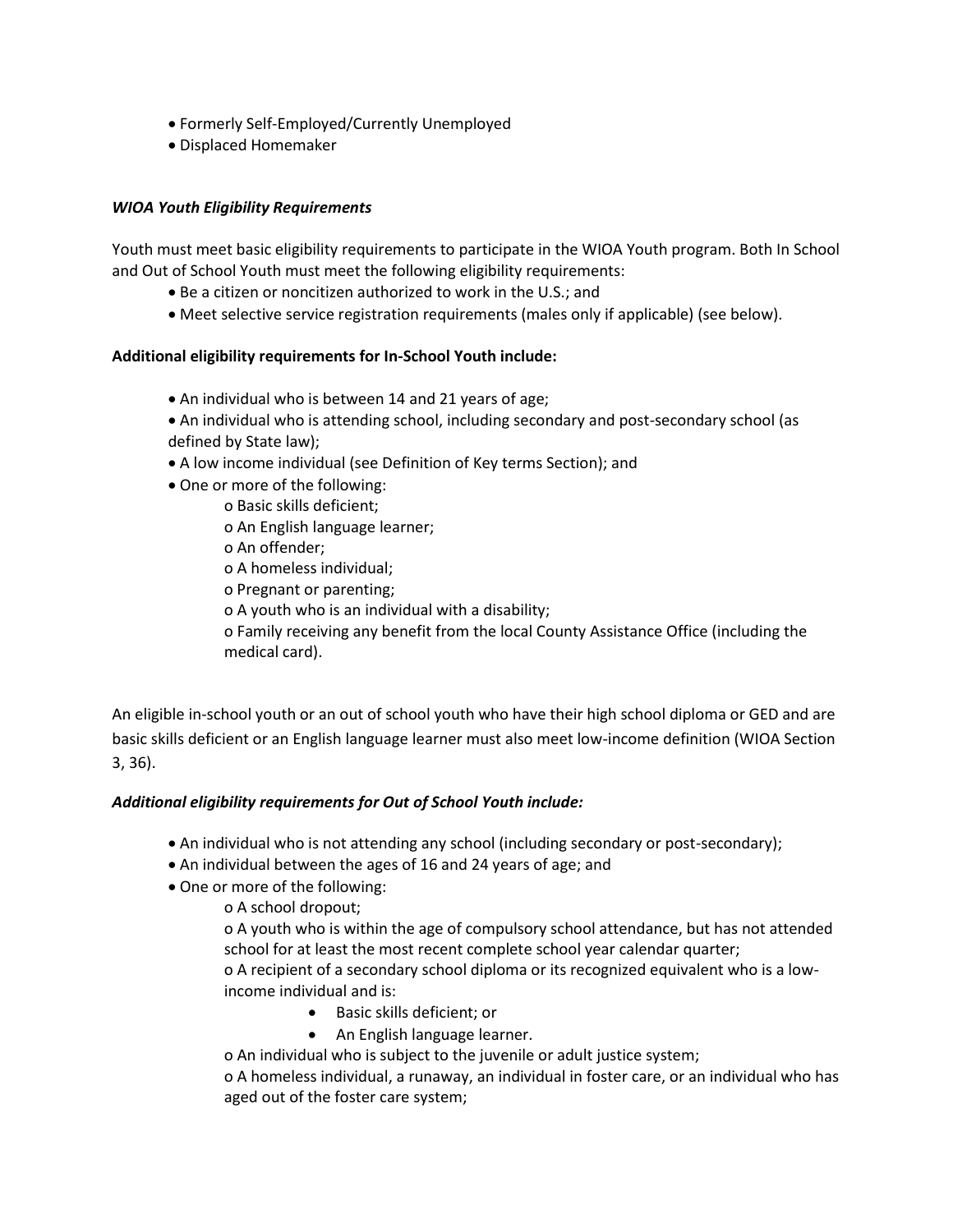- Formerly Self-Employed/Currently Unemployed
- Displaced Homemaker

***WIOA Youth Eligibility Requirements***

Youth must meet basic eligibility requirements to participate in the WIOA Youth program. Both In School and Out of School Youth must meet the following eligibility requirements:

- Be a citizen or noncitizen authorized to work in the U.S.; and
- Meet selective service registration requirements (males only if applicable) (see below).

**Additional eligibility requirements for In-School Youth include:**

- An individual who is between 14 and 21 years of age;
- An individual who is attending school, including secondary and post-secondary school (as defined by State law);
- A low income individual (see Definition of Key terms Section); and
- One or more of the following:
  - o Basic skills deficient;
  - o An English language learner;
  - o An offender;
  - o A homeless individual;
  - o Pregnant or parenting;
  - o A youth who is an individual with a disability;
  - o Family receiving any benefit from the local County Assistance Office (including the medical card).

An eligible in-school youth or an out of school youth who have their high school diploma or GED and are basic skills deficient or an English language learner must also meet low-income definition (WIOA Section 3, 36).

***Additional eligibility requirements for Out of School Youth include:***

- An individual who is not attending any school (including secondary or post-secondary);
- An individual between the ages of 16 and 24 years of age; and
- One or more of the following:
  - o A school dropout;
  - o A youth who is within the age of compulsory school attendance, but has not attended school for at least the most recent complete school year calendar quarter;
  - o A recipient of a secondary school diploma or its recognized equivalent who is a low-income individual and is:
    - Basic skills deficient; or
    - An English language learner.
  - o An individual who is subject to the juvenile or adult justice system;
  - o A homeless individual, a runaway, an individual in foster care, or an individual who has aged out of the foster care system;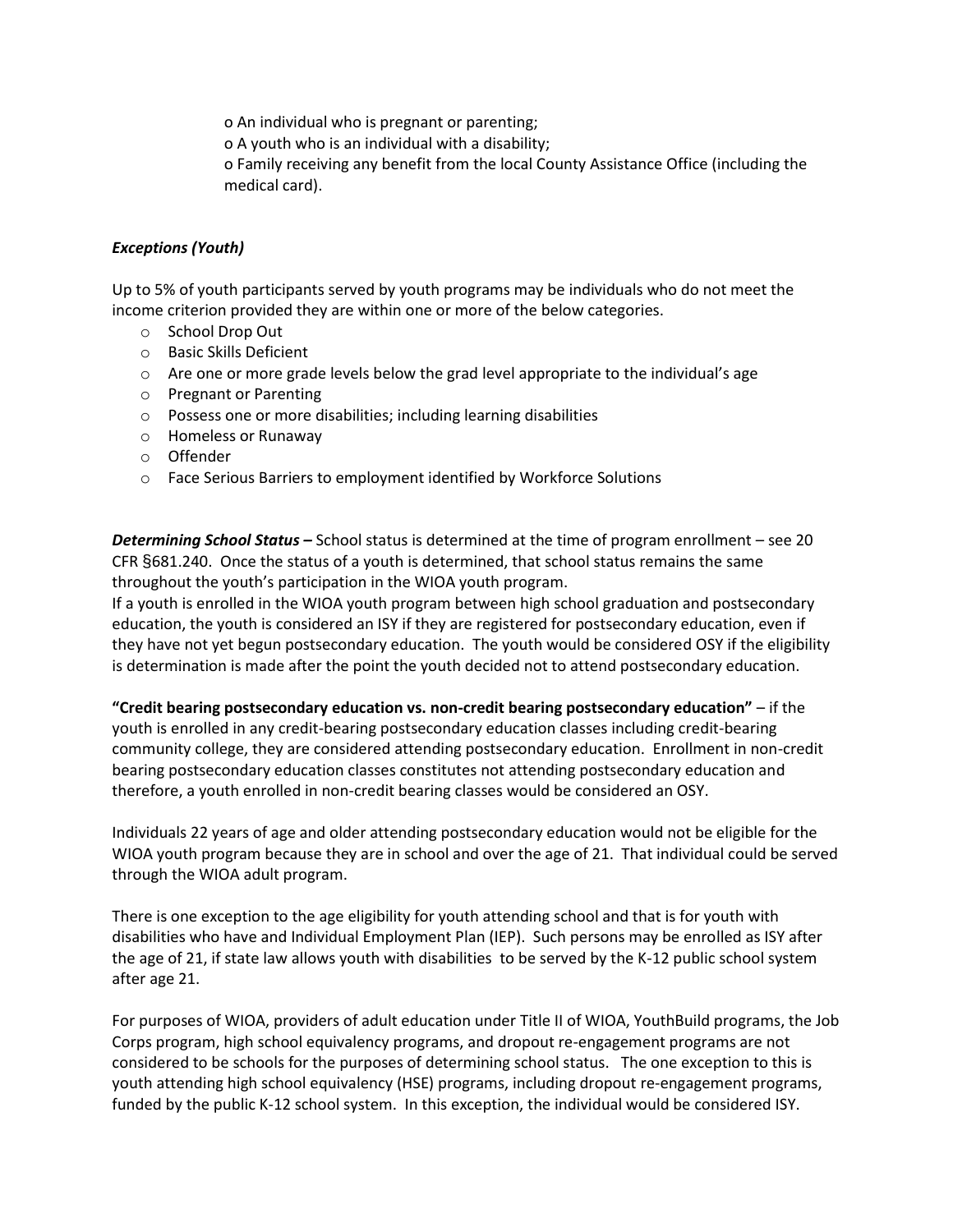- o An individual who is pregnant or parenting;
- o A youth who is an individual with a disability;
- o Family receiving any benefit from the local County Assistance Office (including the medical card).

***Exceptions (Youth)***

Up to 5% of youth participants served by youth programs may be individuals who do not meet the income criterion provided they are within one or more of the below categories.

- o School Drop Out
- o Basic Skills Deficient
- o Are one or more grade levels below the grad level appropriate to the individual's age
- o Pregnant or Parenting
- o Possess one or more disabilities; including learning disabilities
- o Homeless or Runaway
- o Offender
- o Face Serious Barriers to employment identified by Workforce Solutions

***Determining School Status –*** School status is determined at the time of program enrollment – see 20 CFR §681.240. Once the status of a youth is determined, that school status remains the same throughout the youth's participation in the WIOA youth program.
If a youth is enrolled in the WIOA youth program between high school graduation and postsecondary education, the youth is considered an ISY if they are registered for postsecondary education, even if they have not yet begun postsecondary education. The youth would be considered OSY if the eligibility is determination is made after the point the youth decided not to attend postsecondary education.

**"Credit bearing postsecondary education vs. non-credit bearing postsecondary education"** – if the youth is enrolled in any credit-bearing postsecondary education classes including credit-bearing community college, they are considered attending postsecondary education. Enrollment in non-credit bearing postsecondary education classes constitutes not attending postsecondary education and therefore, a youth enrolled in non-credit bearing classes would be considered an OSY.

Individuals 22 years of age and older attending postsecondary education would not be eligible for the WIOA youth program because they are in school and over the age of 21. That individual could be served through the WIOA adult program.

There is one exception to the age eligibility for youth attending school and that is for youth with disabilities who have and Individual Employment Plan (IEP). Such persons may be enrolled as ISY after the age of 21, if state law allows youth with disabilities to be served by the K-12 public school system after age 21.

For purposes of WIOA, providers of adult education under Title II of WIOA, YouthBuild programs, the Job Corps program, high school equivalency programs, and dropout re-engagement programs are not considered to be schools for the purposes of determining school status. The one exception to this is youth attending high school equivalency (HSE) programs, including dropout re-engagement programs, funded by the public K-12 school system. In this exception, the individual would be considered ISY.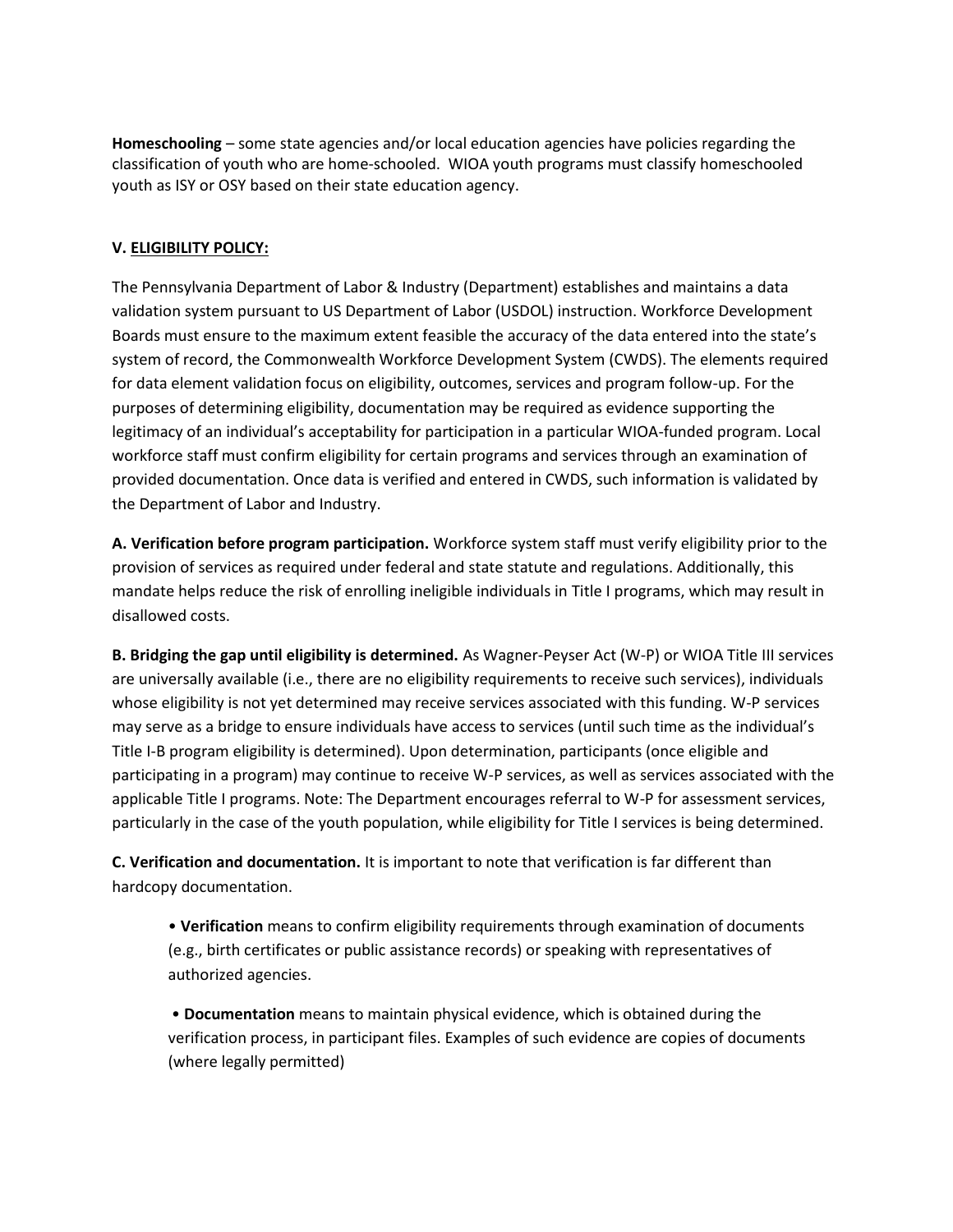**Homeschooling** – some state agencies and/or local education agencies have policies regarding the classification of youth who are home-schooled. WIOA youth programs must classify homeschooled youth as ISY or OSY based on their state education agency.

## V. ELIGIBILITY POLICY:

The Pennsylvania Department of Labor & Industry (Department) establishes and maintains a data validation system pursuant to US Department of Labor (USDOL) instruction. Workforce Development Boards must ensure to the maximum extent feasible the accuracy of the data entered into the state's system of record, the Commonwealth Workforce Development System (CWDS). The elements required for data element validation focus on eligibility, outcomes, services and program follow-up. For the purposes of determining eligibility, documentation may be required as evidence supporting the legitimacy of an individual's acceptability for participation in a particular WIOA-funded program. Local workforce staff must confirm eligibility for certain programs and services through an examination of provided documentation. Once data is verified and entered in CWDS, such information is validated by the Department of Labor and Industry.

**A. Verification before program participation.** Workforce system staff must verify eligibility prior to the provision of services as required under federal and state statute and regulations. Additionally, this mandate helps reduce the risk of enrolling ineligible individuals in Title I programs, which may result in disallowed costs.

**B. Bridging the gap until eligibility is determined.** As Wagner-Peyser Act (W-P) or WIOA Title III services are universally available (i.e., there are no eligibility requirements to receive such services), individuals whose eligibility is not yet determined may receive services associated with this funding. W-P services may serve as a bridge to ensure individuals have access to services (until such time as the individual's Title I-B program eligibility is determined). Upon determination, participants (once eligible and participating in a program) may continue to receive W-P services, as well as services associated with the applicable Title I programs. Note: The Department encourages referral to W-P for assessment services, particularly in the case of the youth population, while eligibility for Title I services is being determined.

**C. Verification and documentation.** It is important to note that verification is far different than hardcopy documentation.

- **Verification** means to confirm eligibility requirements through examination of documents (e.g., birth certificates or public assistance records) or speaking with representatives of authorized agencies.
- **Documentation** means to maintain physical evidence, which is obtained during the verification process, in participant files. Examples of such evidence are copies of documents (where legally permitted)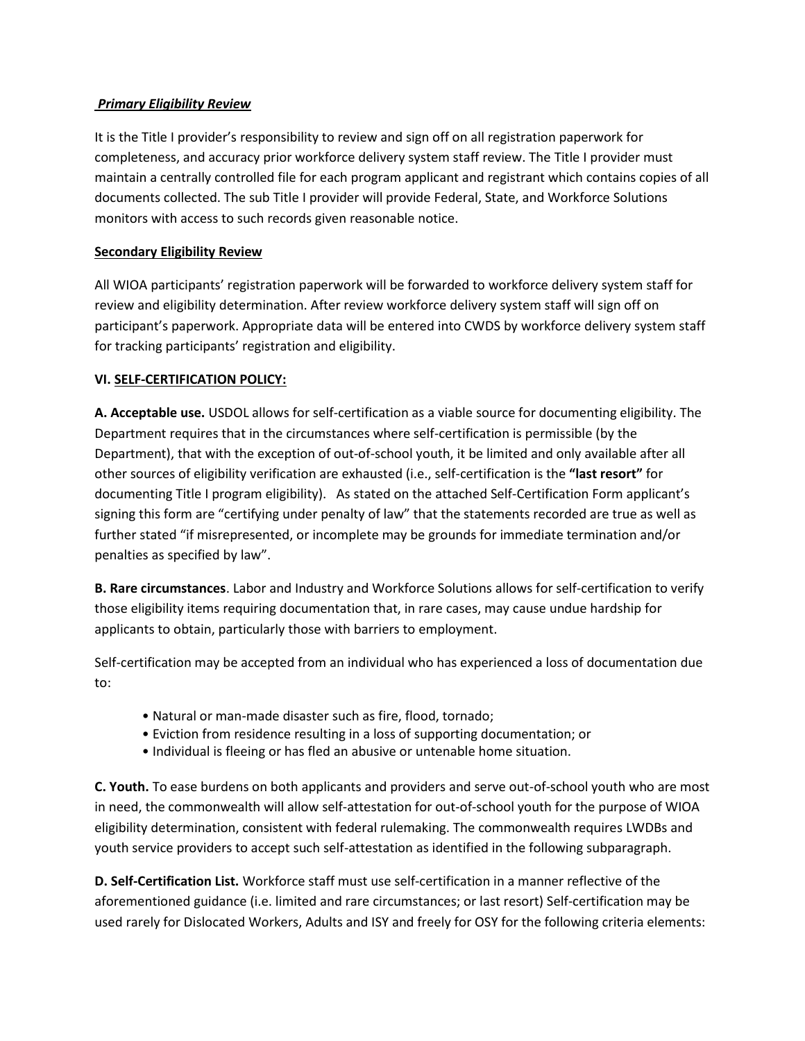***Primary Eligibility Review***

It is the Title I provider's responsibility to review and sign off on all registration paperwork for completeness, and accuracy prior workforce delivery system staff review. The Title I provider must maintain a centrally controlled file for each program applicant and registrant which contains copies of all documents collected. The sub Title I provider will provide Federal, State, and Workforce Solutions monitors with access to such records given reasonable notice.

**Secondary Eligibility Review**

All WIOA participants' registration paperwork will be forwarded to workforce delivery system staff for review and eligibility determination. After review workforce delivery system staff will sign off on participant's paperwork. Appropriate data will be entered into CWDS by workforce delivery system staff for tracking participants' registration and eligibility.

**VI. SELF-CERTIFICATION POLICY:**

**A. Acceptable use.** USDOL allows for self-certification as a viable source for documenting eligibility. The Department requires that in the circumstances where self-certification is permissible (by the Department), that with the exception of out-of-school youth, it be limited and only available after all other sources of eligibility verification are exhausted (i.e., self-certification is the **"last resort"** for documenting Title I program eligibility). As stated on the attached Self-Certification Form applicant's signing this form are "certifying under penalty of law" that the statements recorded are true as well as further stated "if misrepresented, or incomplete may be grounds for immediate termination and/or penalties as specified by law".

**B. Rare circumstances**. Labor and Industry and Workforce Solutions allows for self-certification to verify those eligibility items requiring documentation that, in rare cases, may cause undue hardship for applicants to obtain, particularly those with barriers to employment.

Self-certification may be accepted from an individual who has experienced a loss of documentation due to:

- Natural or man-made disaster such as fire, flood, tornado;
- Eviction from residence resulting in a loss of supporting documentation; or
- Individual is fleeing or has fled an abusive or untenable home situation.

**C. Youth.** To ease burdens on both applicants and providers and serve out-of-school youth who are most in need, the commonwealth will allow self-attestation for out-of-school youth for the purpose of WIOA eligibility determination, consistent with federal rulemaking. The commonwealth requires LWDBs and youth service providers to accept such self-attestation as identified in the following subparagraph.

**D. Self-Certification List.** Workforce staff must use self-certification in a manner reflective of the aforementioned guidance (i.e. limited and rare circumstances; or last resort) Self-certification may be used rarely for Dislocated Workers, Adults and ISY and freely for OSY for the following criteria elements: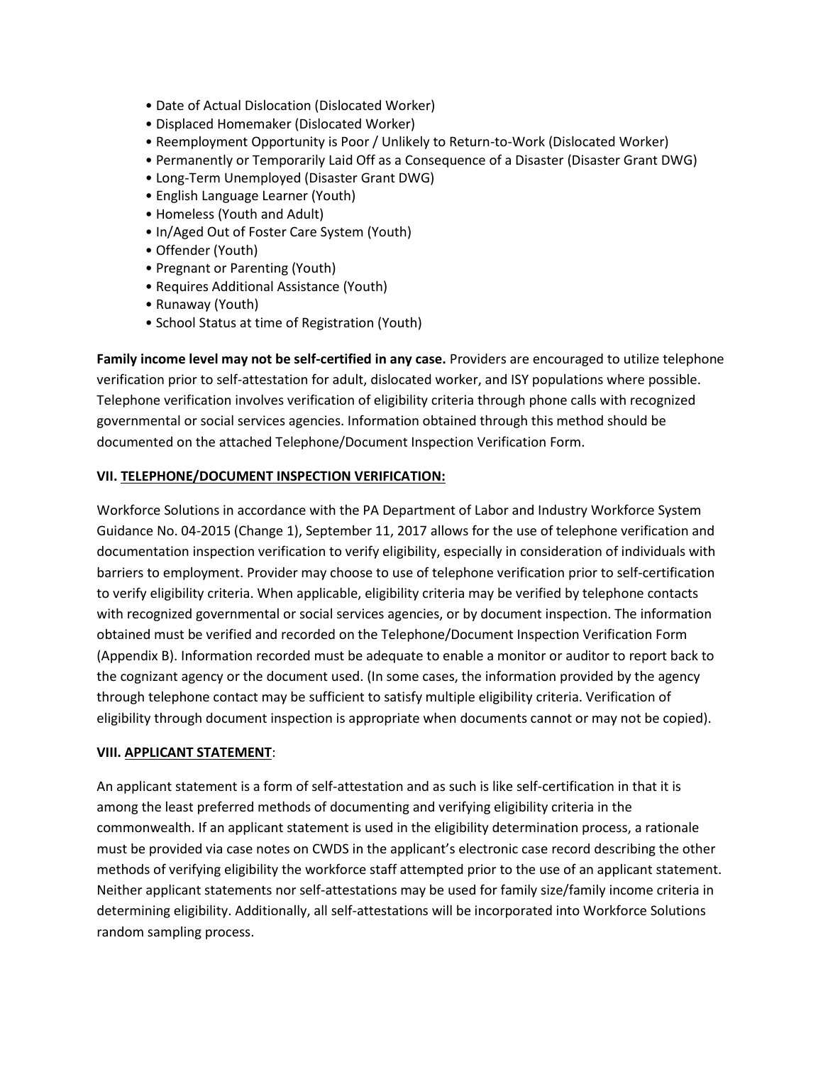- Date of Actual Dislocation (Dislocated Worker)
- Displaced Homemaker (Dislocated Worker)
- Reemployment Opportunity is Poor / Unlikely to Return-to-Work (Dislocated Worker)
- Permanently or Temporarily Laid Off as a Consequence of a Disaster (Disaster Grant DWG)
- Long-Term Unemployed (Disaster Grant DWG)
- English Language Learner (Youth)
- Homeless (Youth and Adult)
- In/Aged Out of Foster Care System (Youth)
- Offender (Youth)
- Pregnant or Parenting (Youth)
- Requires Additional Assistance (Youth)
- Runaway (Youth)
- School Status at time of Registration (Youth)

**Family income level may not be self-certified in any case.** Providers are encouraged to utilize telephone verification prior to self-attestation for adult, dislocated worker, and ISY populations where possible. Telephone verification involves verification of eligibility criteria through phone calls with recognized governmental or social services agencies. Information obtained through this method should be documented on the attached Telephone/Document Inspection Verification Form.

**VII. <u>TELEPHONE/DOCUMENT INSPECTION VERIFICATION:</u>**

Workforce Solutions in accordance with the PA Department of Labor and Industry Workforce System Guidance No. 04-2015 (Change 1), September 11, 2017 allows for the use of telephone verification and documentation inspection verification to verify eligibility, especially in consideration of individuals with barriers to employment. Provider may choose to use of telephone verification prior to self-certification to verify eligibility criteria. When applicable, eligibility criteria may be verified by telephone contacts with recognized governmental or social services agencies, or by document inspection. The information obtained must be verified and recorded on the Telephone/Document Inspection Verification Form (Appendix B). Information recorded must be adequate to enable a monitor or auditor to report back to the cognizant agency or the document used. (In some cases, the information provided by the agency through telephone contact may be sufficient to satisfy multiple eligibility criteria. Verification of eligibility through document inspection is appropriate when documents cannot or may not be copied).

**VIII. <u>APPLICANT STATEMENT</u>**:

An applicant statement is a form of self-attestation and as such is like self-certification in that it is among the least preferred methods of documenting and verifying eligibility criteria in the commonwealth. If an applicant statement is used in the eligibility determination process, a rationale must be provided via case notes on CWDS in the applicant's electronic case record describing the other methods of verifying eligibility the workforce staff attempted prior to the use of an applicant statement. Neither applicant statements nor self-attestations may be used for family size/family income criteria in determining eligibility. Additionally, all self-attestations will be incorporated into Workforce Solutions random sampling process.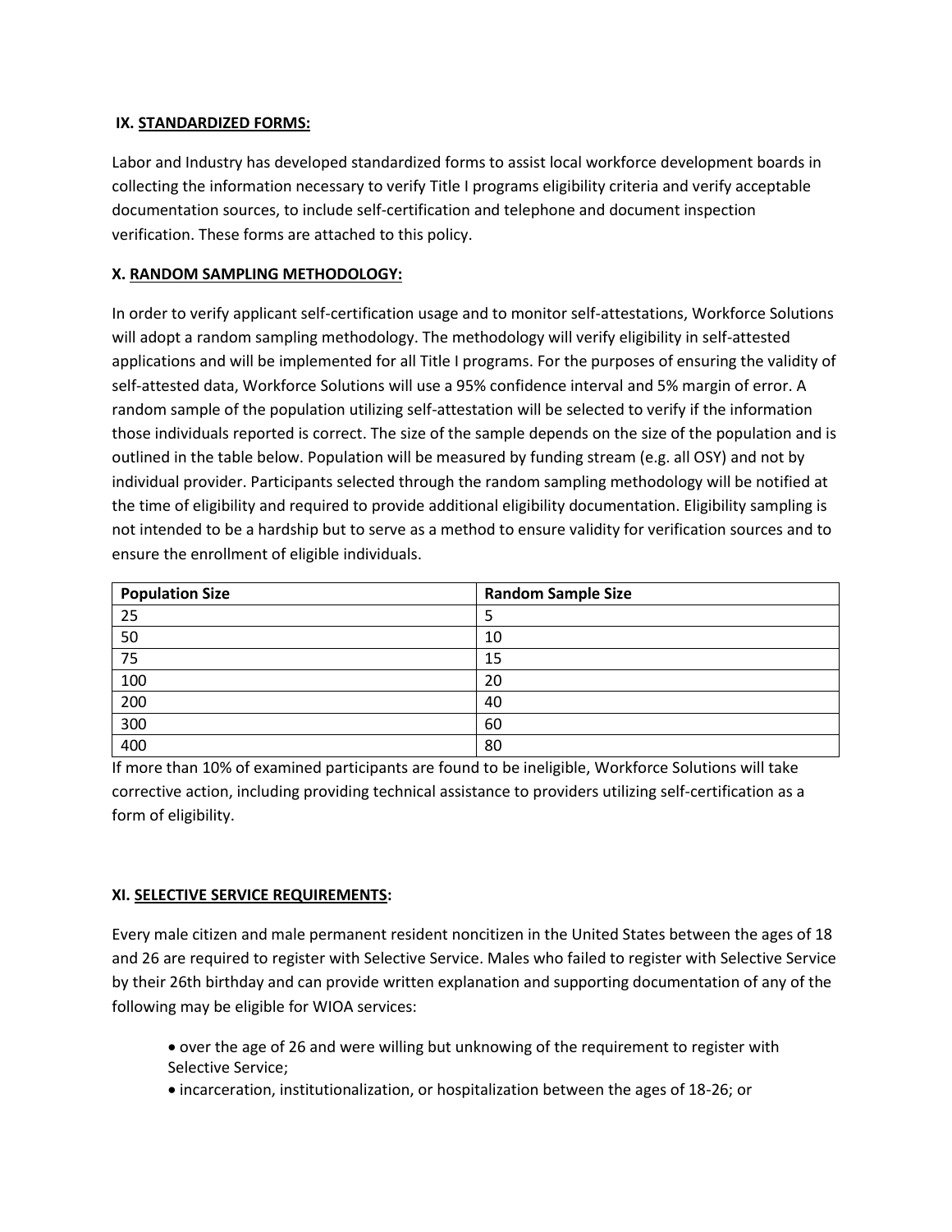## IX. STANDARDIZED FORMS:

Labor and Industry has developed standardized forms to assist local workforce development boards in collecting the information necessary to verify Title I programs eligibility criteria and verify acceptable documentation sources, to include self-certification and telephone and document inspection verification. These forms are attached to this policy.

## X. RANDOM SAMPLING METHODOLOGY:

In order to verify applicant self-certification usage and to monitor self-attestations, Workforce Solutions will adopt a random sampling methodology. The methodology will verify eligibility in self-attested applications and will be implemented for all Title I programs. For the purposes of ensuring the validity of self-attested data, Workforce Solutions will use a 95% confidence interval and 5% margin of error. A random sample of the population utilizing self-attestation will be selected to verify if the information those individuals reported is correct. The size of the sample depends on the size of the population and is outlined in the table below. Population will be measured by funding stream (e.g. all OSY) and not by individual provider. Participants selected through the random sampling methodology will be notified at the time of eligibility and required to provide additional eligibility documentation. Eligibility sampling is not intended to be a hardship but to serve as a method to ensure validity for verification sources and to ensure the enrollment of eligible individuals.

| Population Size | Random Sample Size |
|---|---|
| 25 | 5 |
| 50 | 10 |
| 75 | 15 |
| 100 | 20 |
| 200 | 40 |
| 300 | 60 |
| 400 | 80 |

If more than 10% of examined participants are found to be ineligible, Workforce Solutions will take corrective action, including providing technical assistance to providers utilizing self-certification as a form of eligibility.

## XI. SELECTIVE SERVICE REQUIREMENTS:

Every male citizen and male permanent resident noncitizen in the United States between the ages of 18 and 26 are required to register with Selective Service. Males who failed to register with Selective Service by their 26th birthday and can provide written explanation and supporting documentation of any of the following may be eligible for WIOA services:

- over the age of 26 and were willing but unknowing of the requirement to register with Selective Service;
- incarceration, institutionalization, or hospitalization between the ages of 18-26; or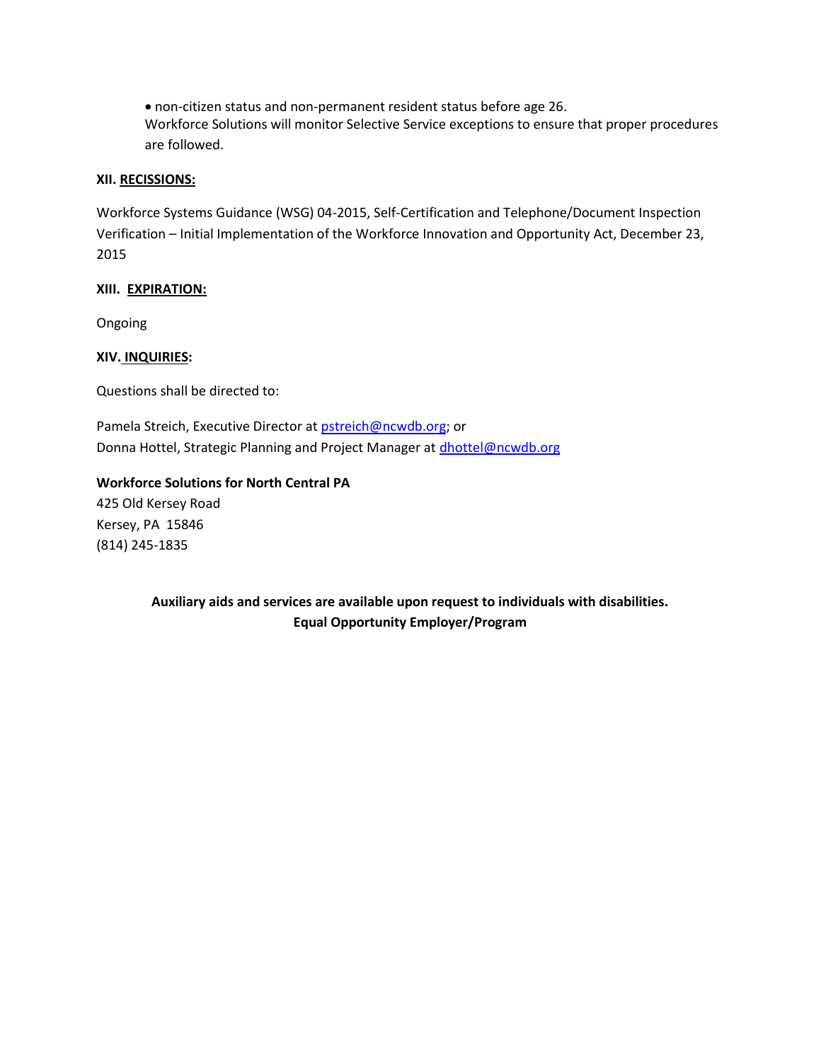- non-citizen status and non-permanent resident status before age 26.

Workforce Solutions will monitor Selective Service exceptions to ensure that proper procedures are followed.

**XII. RECISSIONS:**

Workforce Systems Guidance (WSG) 04-2015, Self-Certification and Telephone/Document Inspection Verification – Initial Implementation of the Workforce Innovation and Opportunity Act, December 23, 2015

**XIII. EXPIRATION:**

Ongoing

**XIV. INQUIRIES:**

Questions shall be directed to:

Pamela Streich, Executive Director at pstreich@ncwdb.org; or
Donna Hottel, Strategic Planning and Project Manager at dhottel@ncwdb.org

**Workforce Solutions for North Central PA**
425 Old Kersey Road
Kersey, PA 15846
(814) 245-1835

**Auxiliary aids and services are available upon request to individuals with disabilities.**
**Equal Opportunity Employer/Program**